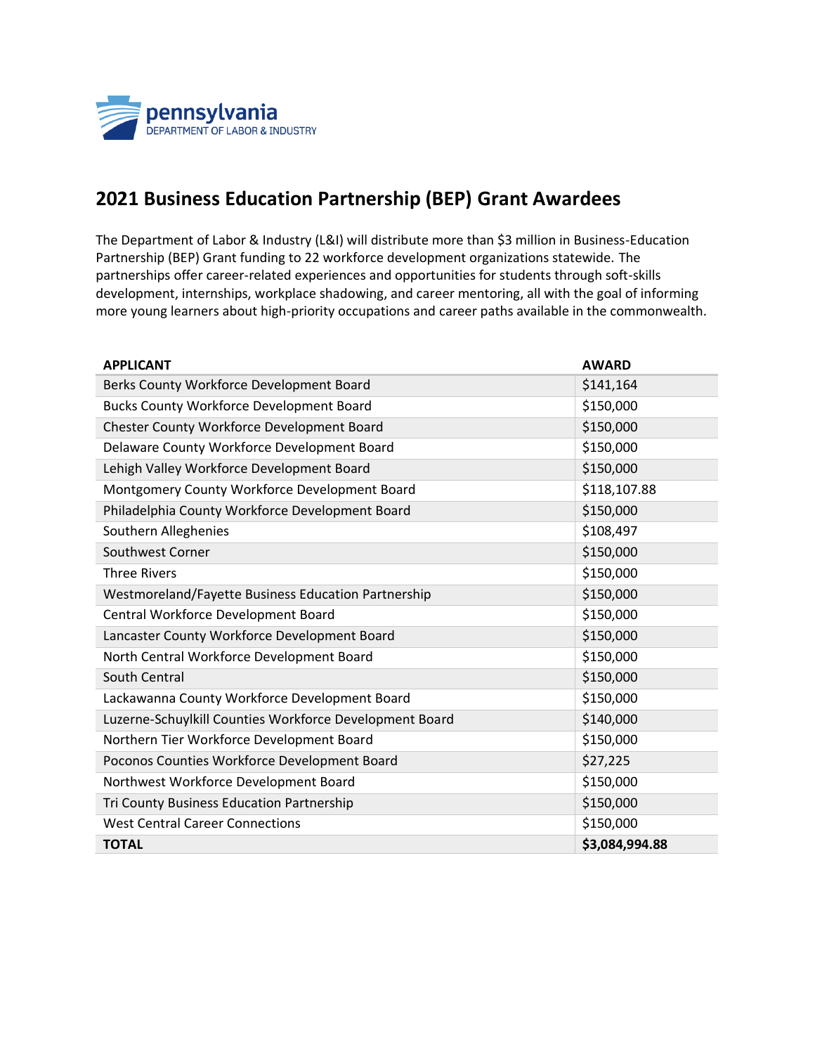# 2021 Business Education Partnership (BEP) Grant Awardees

The Department of Labor & Industry (L&I) will distribute more than $3 million in Business-Education Partnership (BEP) Grant funding to 22 workforce development organizations statewide. The partnerships offer career-related experiences and opportunities for students through soft-skills development, internships, workplace shadowing, and career mentoring, all with the goal of informing more young learners about high-priority occupations and career paths available in the commonwealth.

| APPLICANT | AWARD |
|---|---|
| Berks County Workforce Development Board | $141,164 |
| Bucks County Workforce Development Board | $150,000 |
| Chester County Workforce Development Board | $150,000 |
| Delaware County Workforce Development Board | $150,000 |
| Lehigh Valley Workforce Development Board | $150,000 |
| Montgomery County Workforce Development Board | $118,107.88 |
| Philadelphia County Workforce Development Board | $150,000 |
| Southern Alleghenies | $108,497 |
| Southwest Corner | $150,000 |
| Three Rivers | $150,000 |
| Westmoreland/Fayette Business Education Partnership | $150,000 |
| Central Workforce Development Board | $150,000 |
| Lancaster County Workforce Development Board | $150,000 |
| North Central Workforce Development Board | $150,000 |
| South Central | $150,000 |
| Lackawanna County Workforce Development Board | $150,000 |
| Luzerne-Schuylkill Counties Workforce Development Board | $140,000 |
| Northern Tier Workforce Development Board | $150,000 |
| Poconos Counties Workforce Development Board | $27,225 |
| Northwest Workforce Development Board | $150,000 |
| Tri County Business Education Partnership | $150,000 |
| West Central Career Connections | $150,000 |
| **TOTAL** | **$3,084,994.88** |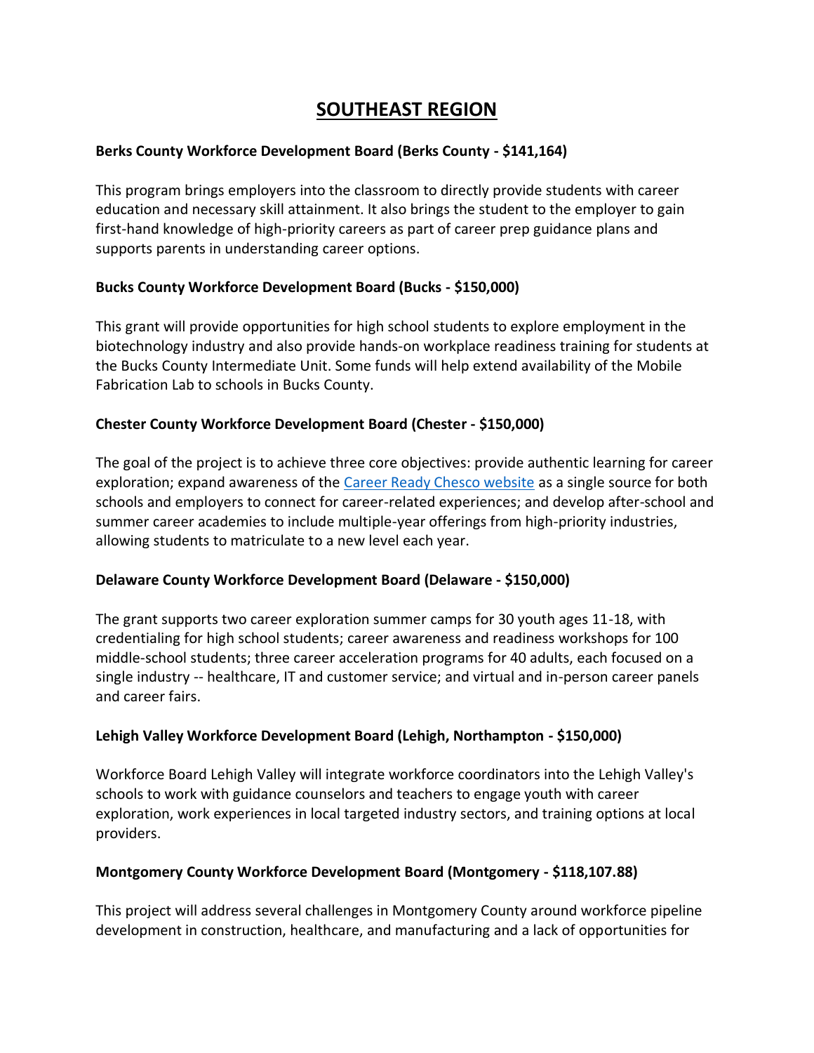# SOUTHEAST REGION

**Berks County Workforce Development Board (Berks County - $141,164)**

This program brings employers into the classroom to directly provide students with career education and necessary skill attainment. It also brings the student to the employer to gain first-hand knowledge of high-priority careers as part of career prep guidance plans and supports parents in understanding career options.

**Bucks County Workforce Development Board (Bucks - $150,000)**

This grant will provide opportunities for high school students to explore employment in the biotechnology industry and also provide hands-on workplace readiness training for students at the Bucks County Intermediate Unit. Some funds will help extend availability of the Mobile Fabrication Lab to schools in Bucks County.

**Chester County Workforce Development Board (Chester - $150,000)**

The goal of the project is to achieve three core objectives: provide authentic learning for career exploration; expand awareness of the Career Ready Chesco website as a single source for both schools and employers to connect for career-related experiences; and develop after-school and summer career academies to include multiple-year offerings from high-priority industries, allowing students to matriculate to a new level each year.

**Delaware County Workforce Development Board (Delaware - $150,000)**

The grant supports two career exploration summer camps for 30 youth ages 11-18, with credentialing for high school students; career awareness and readiness workshops for 100 middle-school students; three career acceleration programs for 40 adults, each focused on a single industry -- healthcare, IT and customer service; and virtual and in-person career panels and career fairs.

**Lehigh Valley Workforce Development Board (Lehigh, Northampton - $150,000)**

Workforce Board Lehigh Valley will integrate workforce coordinators into the Lehigh Valley's schools to work with guidance counselors and teachers to engage youth with career exploration, work experiences in local targeted industry sectors, and training options at local providers.

**Montgomery County Workforce Development Board (Montgomery - $118,107.88)**

This project will address several challenges in Montgomery County around workforce pipeline development in construction, healthcare, and manufacturing and a lack of opportunities for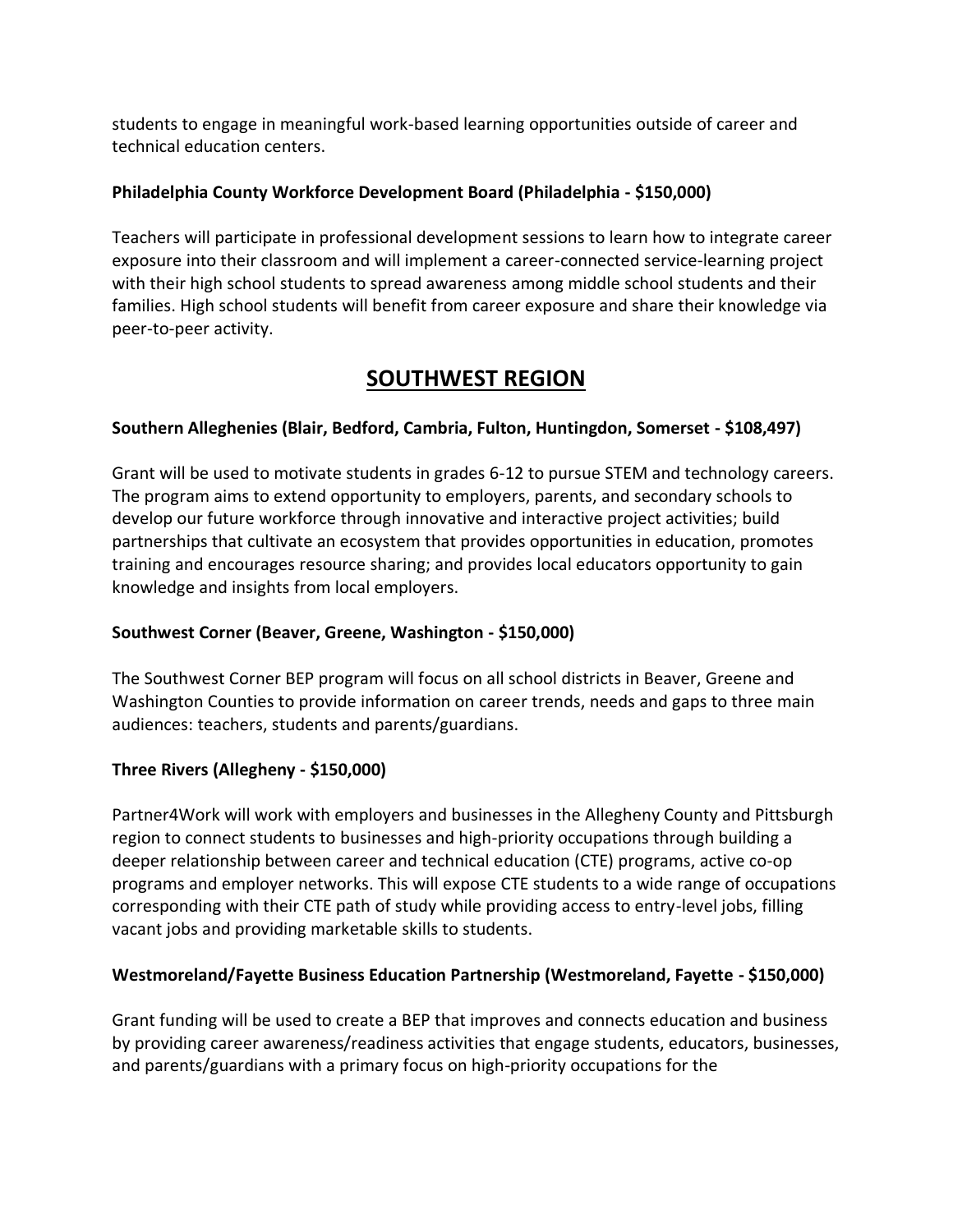students to engage in meaningful work-based learning opportunities outside of career and technical education centers.

**Philadelphia County Workforce Development Board (Philadelphia - $150,000)**

Teachers will participate in professional development sessions to learn how to integrate career exposure into their classroom and will implement a career-connected service-learning project with their high school students to spread awareness among middle school students and their families. High school students will benefit from career exposure and share their knowledge via peer-to-peer activity.

## SOUTHWEST REGION

**Southern Alleghenies (Blair, Bedford, Cambria, Fulton, Huntingdon, Somerset - $108,497)**

Grant will be used to motivate students in grades 6-12 to pursue STEM and technology careers. The program aims to extend opportunity to employers, parents, and secondary schools to develop our future workforce through innovative and interactive project activities; build partnerships that cultivate an ecosystem that provides opportunities in education, promotes training and encourages resource sharing; and provides local educators opportunity to gain knowledge and insights from local employers.

**Southwest Corner (Beaver, Greene, Washington - $150,000)**

The Southwest Corner BEP program will focus on all school districts in Beaver, Greene and Washington Counties to provide information on career trends, needs and gaps to three main audiences: teachers, students and parents/guardians.

**Three Rivers (Allegheny - $150,000)**

Partner4Work will work with employers and businesses in the Allegheny County and Pittsburgh region to connect students to businesses and high-priority occupations through building a deeper relationship between career and technical education (CTE) programs, active co-op programs and employer networks. This will expose CTE students to a wide range of occupations corresponding with their CTE path of study while providing access to entry-level jobs, filling vacant jobs and providing marketable skills to students.

**Westmoreland/Fayette Business Education Partnership (Westmoreland, Fayette - $150,000)**

Grant funding will be used to create a BEP that improves and connects education and business by providing career awareness/readiness activities that engage students, educators, businesses, and parents/guardians with a primary focus on high-priority occupations for the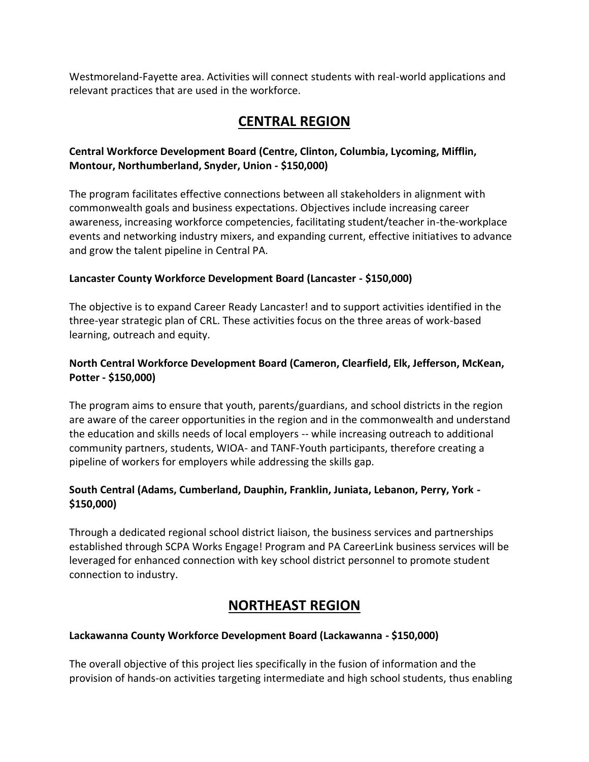Westmoreland-Fayette area. Activities will connect students with real-world applications and relevant practices that are used in the workforce.

## CENTRAL REGION

**Central Workforce Development Board (Centre, Clinton, Columbia, Lycoming, Mifflin, Montour, Northumberland, Snyder, Union - $150,000)**

The program facilitates effective connections between all stakeholders in alignment with commonwealth goals and business expectations. Objectives include increasing career awareness, increasing workforce competencies, facilitating student/teacher in-the-workplace events and networking industry mixers, and expanding current, effective initiatives to advance and grow the talent pipeline in Central PA.

**Lancaster County Workforce Development Board (Lancaster - $150,000)**

The objective is to expand Career Ready Lancaster! and to support activities identified in the three-year strategic plan of CRL. These activities focus on the three areas of work-based learning, outreach and equity.

**North Central Workforce Development Board (Cameron, Clearfield, Elk, Jefferson, McKean, Potter - $150,000)**

The program aims to ensure that youth, parents/guardians, and school districts in the region are aware of the career opportunities in the region and in the commonwealth and understand the education and skills needs of local employers -- while increasing outreach to additional community partners, students, WIOA- and TANF-Youth participants, therefore creating a pipeline of workers for employers while addressing the skills gap.

**South Central (Adams, Cumberland, Dauphin, Franklin, Juniata, Lebanon, Perry, York - $150,000)**

Through a dedicated regional school district liaison, the business services and partnerships established through SCPA Works Engage! Program and PA CareerLink business services will be leveraged for enhanced connection with key school district personnel to promote student connection to industry.

## NORTHEAST REGION

**Lackawanna County Workforce Development Board (Lackawanna - $150,000)**

The overall objective of this project lies specifically in the fusion of information and the provision of hands-on activities targeting intermediate and high school students, thus enabling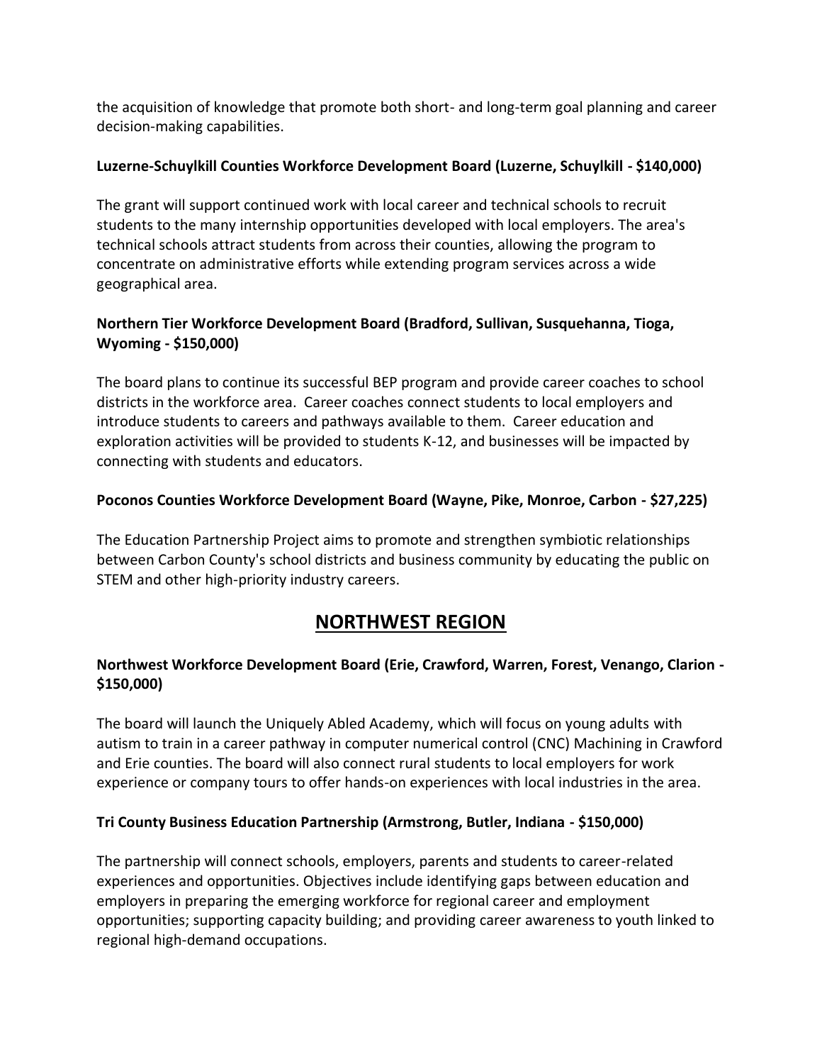the acquisition of knowledge that promote both short- and long-term goal planning and career decision-making capabilities.

**Luzerne-Schuylkill Counties Workforce Development Board (Luzerne, Schuylkill - $140,000)**

The grant will support continued work with local career and technical schools to recruit students to the many internship opportunities developed with local employers. The area's technical schools attract students from across their counties, allowing the program to concentrate on administrative efforts while extending program services across a wide geographical area.

**Northern Tier Workforce Development Board (Bradford, Sullivan, Susquehanna, Tioga, Wyoming - $150,000)**

The board plans to continue its successful BEP program and provide career coaches to school districts in the workforce area. Career coaches connect students to local employers and introduce students to careers and pathways available to them. Career education and exploration activities will be provided to students K-12, and businesses will be impacted by connecting with students and educators.

**Poconos Counties Workforce Development Board (Wayne, Pike, Monroe, Carbon - $27,225)**

The Education Partnership Project aims to promote and strengthen symbiotic relationships between Carbon County's school districts and business community by educating the public on STEM and other high-priority industry careers.

## NORTHWEST REGION

**Northwest Workforce Development Board (Erie, Crawford, Warren, Forest, Venango, Clarion - $150,000)**

The board will launch the Uniquely Abled Academy, which will focus on young adults with autism to train in a career pathway in computer numerical control (CNC) Machining in Crawford and Erie counties. The board will also connect rural students to local employers for work experience or company tours to offer hands-on experiences with local industries in the area.

**Tri County Business Education Partnership (Armstrong, Butler, Indiana - $150,000)**

The partnership will connect schools, employers, parents and students to career-related experiences and opportunities. Objectives include identifying gaps between education and employers in preparing the emerging workforce for regional career and employment opportunities; supporting capacity building; and providing career awareness to youth linked to regional high-demand occupations.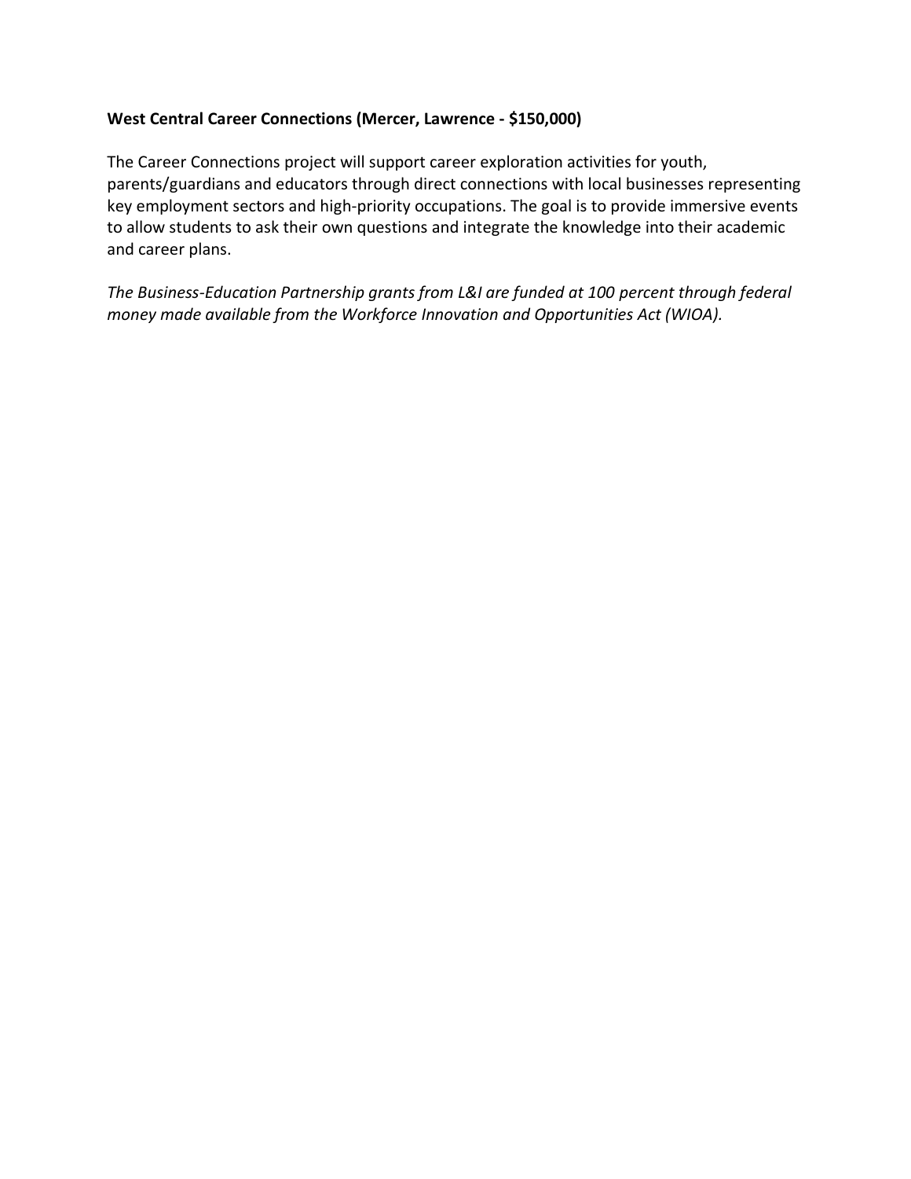**West Central Career Connections (Mercer, Lawrence - $150,000)**

The Career Connections project will support career exploration activities for youth, parents/guardians and educators through direct connections with local businesses representing key employment sectors and high-priority occupations. The goal is to provide immersive events to allow students to ask their own questions and integrate the knowledge into their academic and career plans.

*The Business-Education Partnership grants from L&I are funded at 100 percent through federal money made available from the Workforce Innovation and Opportunities Act (WIOA).*